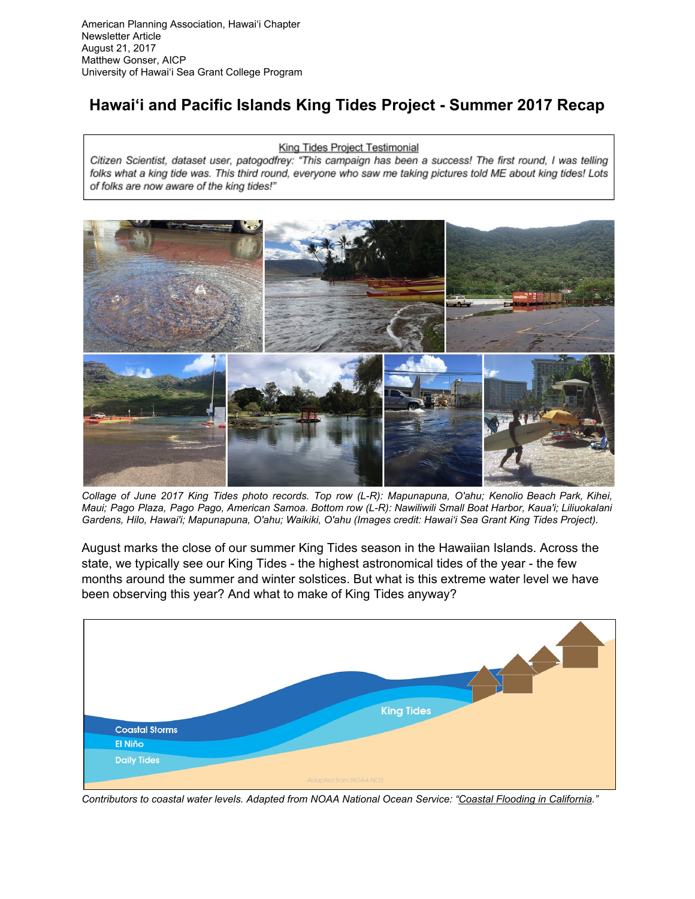American Planning Association, Hawaiʻi Chapter
Newsletter Article
August 21, 2017
Matthew Gonser, AICP
University of Hawaiʻi Sea Grant College Program

# Hawaiʻi and Pacific Islands King Tides Project - Summer 2017 Recap

> King Tides Project Testimonial
>
> *Citizen Scientist, dataset user, patogodfrey: "This campaign has been a success! The first round, I was telling folks what a king tide was. This third round, everyone who saw me taking pictures told ME about king tides! Lots of folks are now aware of the king tides!"*

*Collage of June 2017 King Tides photo records. Top row (L-R): Mapunapuna, O'ahu; Kenolio Beach Park, Kihei, Maui; Pago Plaza, Pago Pago, American Samoa. Bottom row (L-R): Nawiliwili Small Boat Harbor, Kaua'i; Liliuokalani Gardens, Hilo, Hawai'i; Mapunapuna, O'ahu; Waikiki, O'ahu (Images credit: Hawaiʻi Sea Grant King Tides Project).*

August marks the close of our summer King Tides season in the Hawaiian Islands. Across the state, we typically see our King Tides - the highest astronomical tides of the year - the few months around the summer and winter solstices. But what is this extreme water level we have been observing this year? And what to make of King Tides anyway?

*Contributors to coastal water levels. Adapted from NOAA National Ocean Service: "Coastal Flooding in California."*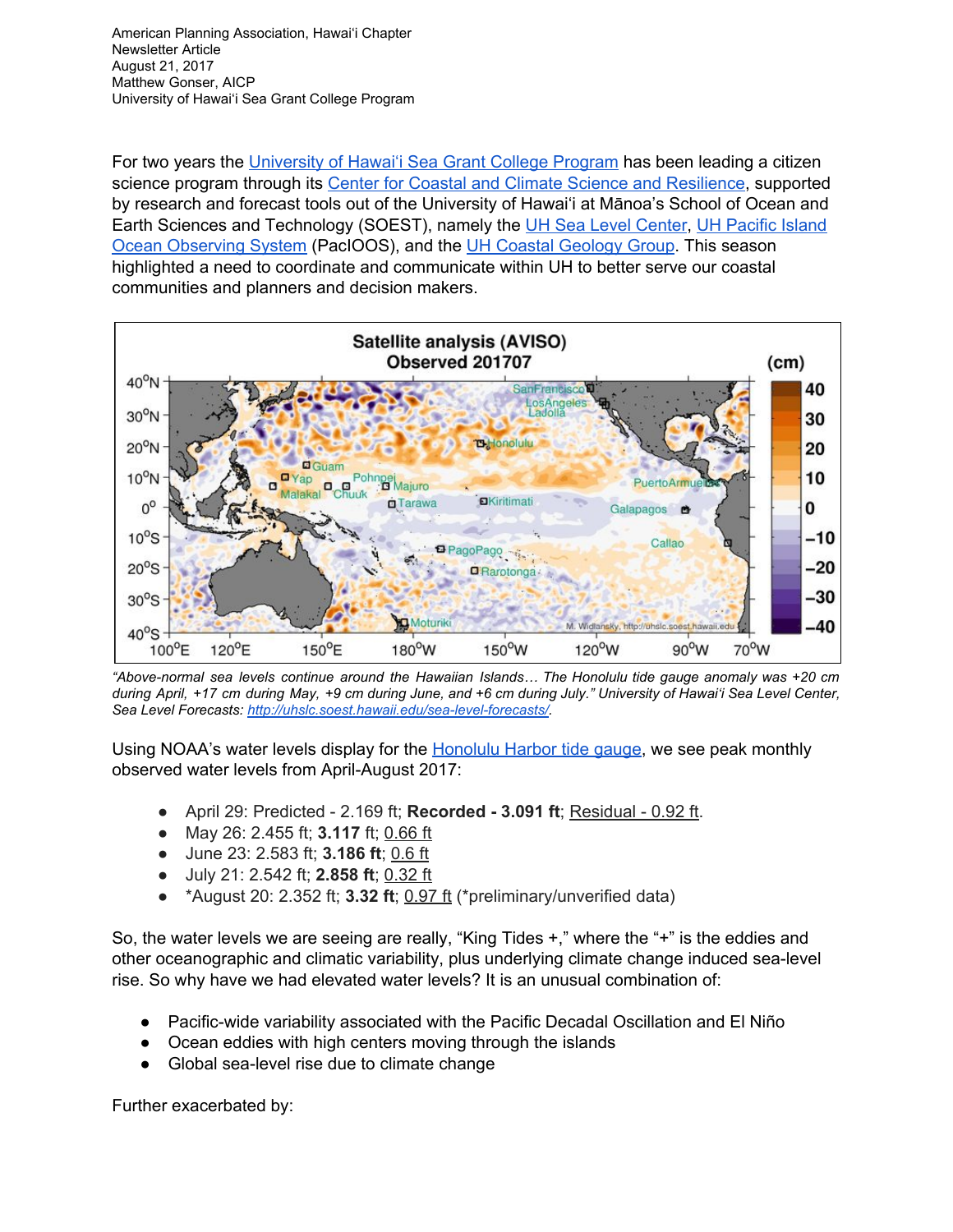American Planning Association, Hawaiʻi Chapter
Newsletter Article
August 21, 2017
Matthew Gonser, AICP
University of Hawaiʻi Sea Grant College Program

For two years the University of Hawaiʻi Sea Grant College Program has been leading a citizen science program through its Center for Coastal and Climate Science and Resilience, supported by research and forecast tools out of the University of Hawaiʻi at Mānoa's School of Ocean and Earth Sciences and Technology (SOEST), namely the UH Sea Level Center, UH Pacific Island Ocean Observing System (PacIOOS), and the UH Coastal Geology Group. This season highlighted a need to coordinate and communicate within UH to better serve our coastal communities and planners and decision makers.

*"Above-normal sea levels continue around the Hawaiian Islands… The Honolulu tide gauge anomaly was +20 cm during April, +17 cm during May, +9 cm during June, and +6 cm during July." University of Hawaiʻi Sea Level Center, Sea Level Forecasts: http://uhslc.soest.hawaii.edu/sea-level-forecasts/.*

Using NOAA's water levels display for the Honolulu Harbor tide gauge, we see peak monthly observed water levels from April-August 2017:

- April 29: Predicted - 2.169 ft; **Recorded - 3.091 ft**; Residual - 0.92 ft.
- May 26: 2.455 ft; **3.117** ft; 0.66 ft
- June 23: 2.583 ft; **3.186 ft**; 0.6 ft
- July 21: 2.542 ft; **2.858 ft**; 0.32 ft
- *August 20: 2.352 ft; **3.32 ft**; 0.97 ft (*preliminary/unverified data)

So, the water levels we are seeing are really, "King Tides +," where the "+" is the eddies and other oceanographic and climatic variability, plus underlying climate change induced sea-level rise. So why have we had elevated water levels? It is an unusual combination of:

- Pacific-wide variability associated with the Pacific Decadal Oscillation and El Niño
- Ocean eddies with high centers moving through the islands
- Global sea-level rise due to climate change

Further exacerbated by: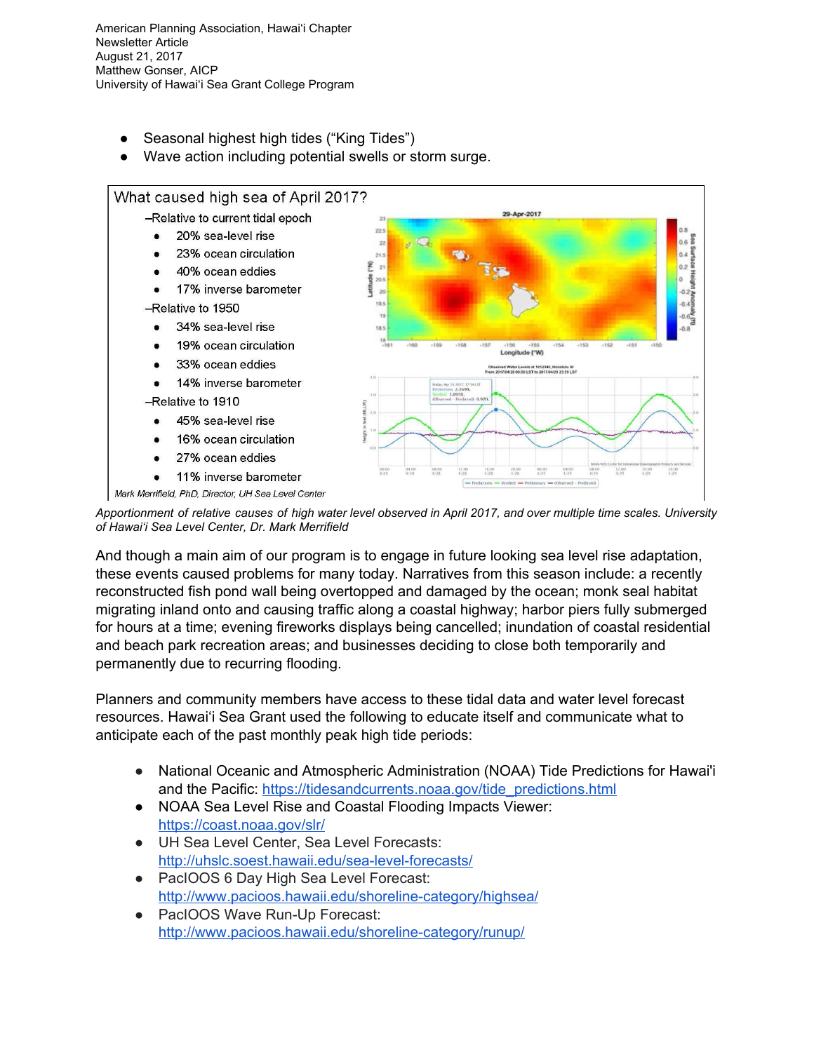- Seasonal highest high tides ("King Tides")
- Wave action including potential swells or storm surge.

What caused high sea of April 2017?

–Relative to current tidal epoch

- 20% sea-level rise
- 23% ocean circulation
- 40% ocean eddies
- 17% inverse barometer

–Relative to 1950

- 34% sea-level rise
- 19% ocean circulation
- 33% ocean eddies
- 14% inverse barometer

–Relative to 1910

- 45% sea-level rise
- 16% ocean circulation
- 27% ocean eddies
- 11% inverse barometer

Mark Merrifield, PhD, Director, UH Sea Level Center

*Apportionment of relative causes of high water level observed in April 2017, and over multiple time scales. University of Hawaiʻi Sea Level Center, Dr. Mark Merrifield*

And though a main aim of our program is to engage in future looking sea level rise adaptation, these events caused problems for many today. Narratives from this season include: a recently reconstructed fish pond wall being overtopped and damaged by the ocean; monk seal habitat migrating inland onto and causing traffic along a coastal highway; harbor piers fully submerged for hours at a time; evening fireworks displays being cancelled; inundation of coastal residential and beach park recreation areas; and businesses deciding to close both temporarily and permanently due to recurring flooding.

Planners and community members have access to these tidal data and water level forecast resources. Hawaiʻi Sea Grant used the following to educate itself and communicate what to anticipate each of the past monthly peak high tide periods:

- National Oceanic and Atmospheric Administration (NOAA) Tide Predictions for Hawai'i and the Pacific: https://tidesandcurrents.noaa.gov/tide_predictions.html
- NOAA Sea Level Rise and Coastal Flooding Impacts Viewer: https://coast.noaa.gov/slr/
- UH Sea Level Center, Sea Level Forecasts: http://uhslc.soest.hawaii.edu/sea-level-forecasts/
- PacIOOS 6 Day High Sea Level Forecast: http://www.pacioos.hawaii.edu/shoreline-category/highsea/
- PacIOOS Wave Run-Up Forecast: http://www.pacioos.hawaii.edu/shoreline-category/runup/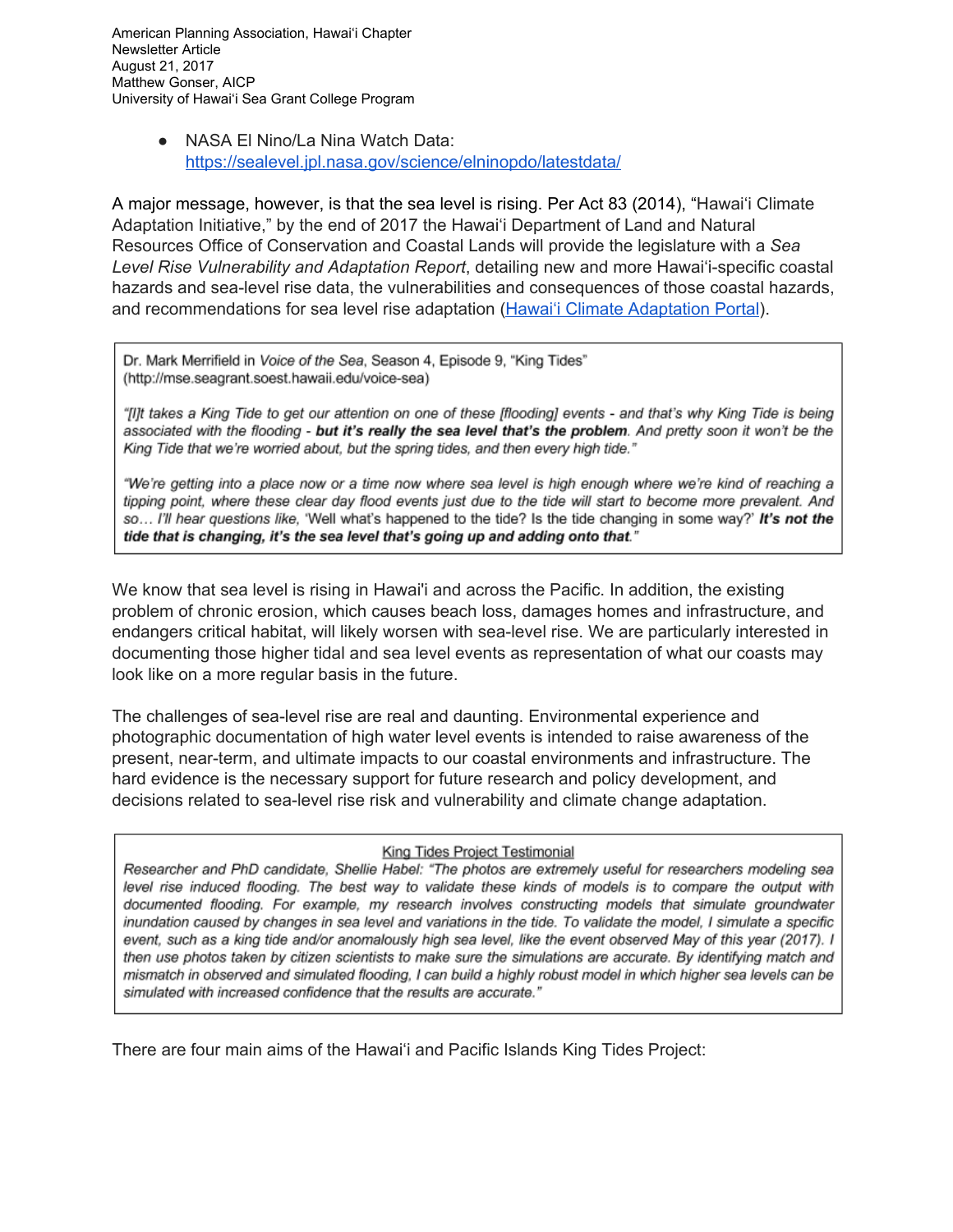- NASA El Nino/La Nina Watch Data: https://sealevel.jpl.nasa.gov/science/elninopdo/latestdata/

A major message, however, is that the sea level is rising. Per Act 83 (2014), "Hawaiʻi Climate Adaptation Initiative," by the end of 2017 the Hawaiʻi Department of Land and Natural Resources Office of Conservation and Coastal Lands will provide the legislature with a *Sea Level Rise Vulnerability and Adaptation Report*, detailing new and more Hawaiʻi-specific coastal hazards and sea-level rise data, the vulnerabilities and consequences of those coastal hazards, and recommendations for sea level rise adaptation (Hawaiʻi Climate Adaptation Portal).

> Dr. Mark Merrifield in *Voice of the Sea*, Season 4, Episode 9, "King Tides" (http://mse.seagrant.soest.hawaii.edu/voice-sea)
>
> *"[I]t takes a King Tide to get our attention on one of these [flooding] events - and that's why King Tide is being associated with the flooding - **but it's really the sea level that's the problem**. And pretty soon it won't be the King Tide that we're worried about, but the spring tides, and then every high tide."*
>
> *"We're getting into a place now or a time now where sea level is high enough where we're kind of reaching a tipping point, where these clear day flood events just due to the tide will start to become more prevalent. And so… I'll hear questions like, 'Well what's happened to the tide? Is the tide changing in some way?' **It's not the tide that is changing, it's the sea level that's going up and adding onto that**."*

We know that sea level is rising in Hawai'i and across the Pacific. In addition, the existing problem of chronic erosion, which causes beach loss, damages homes and infrastructure, and endangers critical habitat, will likely worsen with sea-level rise. We are particularly interested in documenting those higher tidal and sea level events as representation of what our coasts may look like on a more regular basis in the future.

The challenges of sea-level rise are real and daunting. Environmental experience and photographic documentation of high water level events is intended to raise awareness of the present, near-term, and ultimate impacts to our coastal environments and infrastructure. The hard evidence is the necessary support for future research and policy development, and decisions related to sea-level rise risk and vulnerability and climate change adaptation.

> King Tides Project Testimonial
>
> *Researcher and PhD candidate, Shellie Habel: "The photos are extremely useful for researchers modeling sea level rise induced flooding. The best way to validate these kinds of models is to compare the output with documented flooding. For example, my research involves constructing models that simulate groundwater inundation caused by changes in sea level and variations in the tide. To validate the model, I simulate a specific event, such as a king tide and/or anomalously high sea level, like the event observed May of this year (2017). I then use photos taken by citizen scientists to make sure the simulations are accurate. By identifying match and mismatch in observed and simulated flooding, I can build a highly robust model in which higher sea levels can be simulated with increased confidence that the results are accurate."*

There are four main aims of the Hawaiʻi and Pacific Islands King Tides Project: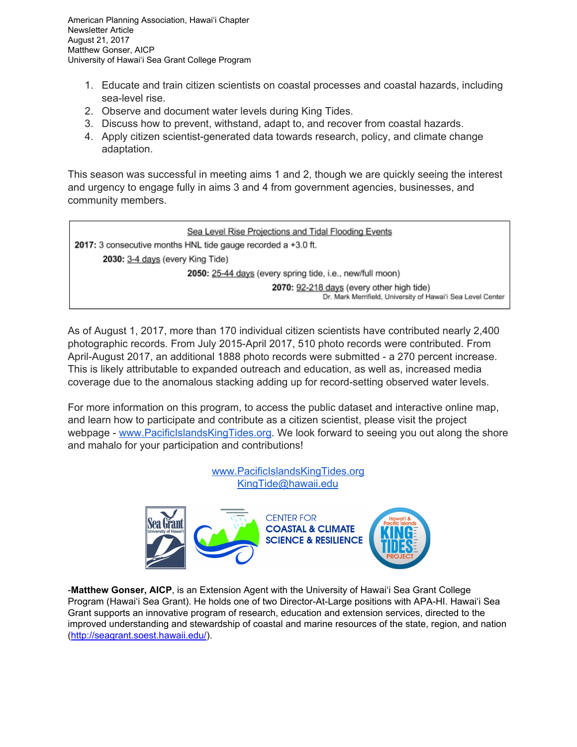American Planning Association, Hawaiʻi Chapter
Newsletter Article
August 21, 2017
Matthew Gonser, AICP
University of Hawaiʻi Sea Grant College Program

1. Educate and train citizen scientists on coastal processes and coastal hazards, including sea-level rise.
2. Observe and document water levels during King Tides.
3. Discuss how to prevent, withstand, adapt to, and recover from coastal hazards.
4. Apply citizen scientist-generated data towards research, policy, and climate change adaptation.

This season was successful in meeting aims 1 and 2, though we are quickly seeing the interest and urgency to engage fully in aims 3 and 4 from government agencies, businesses, and community members.

Sea Level Rise Projections and Tidal Flooding Events

**2017:** 3 consecutive months HNL tide gauge recorded a +3.0 ft.

**2030:** 3-4 days (every King Tide)

**2050:** 25-44 days (every spring tide, i.e., new/full moon)

**2070:** 92-218 days (every other high tide)

Dr. Mark Merrifield, University of Hawaiʻi Sea Level Center

As of August 1, 2017, more than 170 individual citizen scientists have contributed nearly 2,400 photographic records. From July 2015-April 2017, 510 photo records were contributed. From April-August 2017, an additional 1888 photo records were submitted - a 270 percent increase. This is likely attributable to expanded outreach and education, as well as, increased media coverage due to the anomalous stacking adding up for record-setting observed water levels.

For more information on this program, to access the public dataset and interactive online map, and learn how to participate and contribute as a citizen scientist, please visit the project webpage - www.PacificIslandsKingTides.org. We look forward to seeing you out along the shore and mahalo for your participation and contributions!

www.PacificIslandsKingTides.org
KingTide@hawaii.edu

-**Matthew Gonser, AICP**, is an Extension Agent with the University of Hawaiʻi Sea Grant College Program (Hawaiʻi Sea Grant). He holds one of two Director-At-Large positions with APA-HI. Hawaiʻi Sea Grant supports an innovative program of research, education and extension services, directed to the improved understanding and stewardship of coastal and marine resources of the state, region, and nation (http://seagrant.soest.hawaii.edu/).